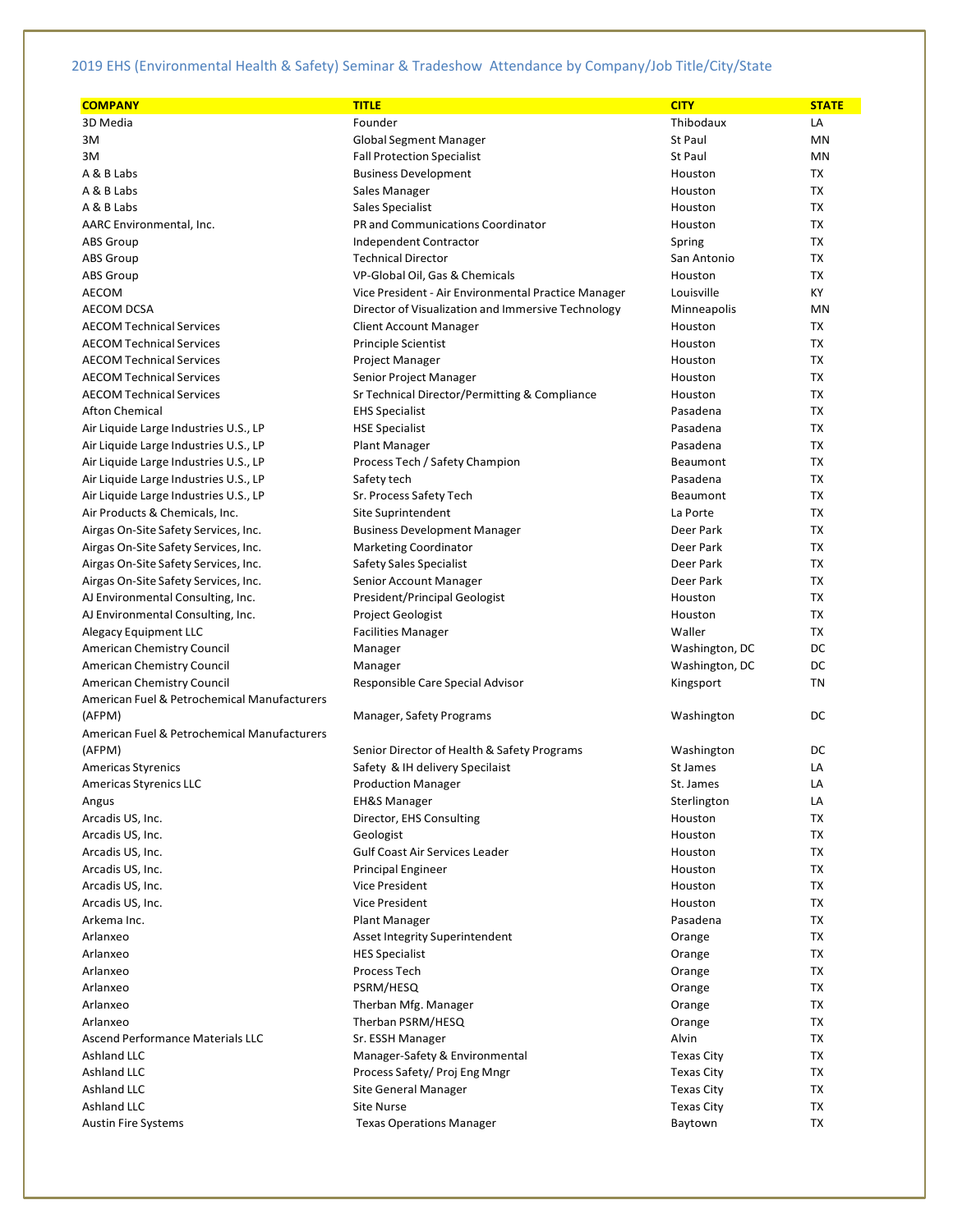2019 EHS (Environmental Health & Safety) Seminar & Tradeshow Attendance by Company/Job Title/City/State

| COMPANY | TITLE | CITY | STATE |
|---|---|---|---|
| 3D Media | Founder | Thibodaux | LA |
| 3M | Global Segment Manager | St Paul | MN |
| 3M | Fall Protection Specialist | St Paul | MN |
| A & B Labs | Business Development | Houston | TX |
| A & B Labs | Sales Manager | Houston | TX |
| A & B Labs | Sales Specialist | Houston | TX |
| AARC Environmental, Inc. | PR and Communications Coordinator | Houston | TX |
| ABS Group | Independent Contractor | Spring | TX |
| ABS Group | Technical Director | San Antonio | TX |
| ABS Group | VP-Global Oil, Gas & Chemicals | Houston | TX |
| AECOM | Vice President - Air Environmental Practice Manager | Louisville | KY |
| AECOM DCSA | Director of Visualization and Immersive Technology | Minneapolis | MN |
| AECOM Technical Services | Client Account Manager | Houston | TX |
| AECOM Technical Services | Principle Scientist | Houston | TX |
| AECOM Technical Services | Project Manager | Houston | TX |
| AECOM Technical Services | Senior Project Manager | Houston | TX |
| AECOM Technical Services | Sr Technical Director/Permitting & Compliance | Houston | TX |
| Afton Chemical | EHS Specialist | Pasadena | TX |
| Air Liquide Large Industries U.S., LP | HSE Specialist | Pasadena | TX |
| Air Liquide Large Industries U.S., LP | Plant Manager | Pasadena | TX |
| Air Liquide Large Industries U.S., LP | Process Tech / Safety Champion | Beaumont | TX |
| Air Liquide Large Industries U.S., LP | Safety tech | Pasadena | TX |
| Air Liquide Large Industries U.S., LP | Sr. Process Safety Tech | Beaumont | TX |
| Air Products & Chemicals, Inc. | Site Suprintendent | La Porte | TX |
| Airgas On-Site Safety Services, Inc. | Business Development Manager | Deer Park | TX |
| Airgas On-Site Safety Services, Inc. | Marketing Coordinator | Deer Park | TX |
| Airgas On-Site Safety Services, Inc. | Safety Sales Specialist | Deer Park | TX |
| Airgas On-Site Safety Services, Inc. | Senior Account Manager | Deer Park | TX |
| AJ Environmental Consulting, Inc. | President/Principal Geologist | Houston | TX |
| AJ Environmental Consulting, Inc. | Project Geologist | Houston | TX |
| Alegacy Equipment LLC | Facilities Manager | Waller | TX |
| American Chemistry Council | Manager | Washington, DC | DC |
| American Chemistry Council | Manager | Washington, DC | DC |
| American Chemistry Council | Responsible Care Special Advisor | Kingsport | TN |
| American Fuel & Petrochemical Manufacturers (AFPM) | Manager, Safety Programs | Washington | DC |
| American Fuel & Petrochemical Manufacturers (AFPM) | Senior Director of Health & Safety Programs | Washington | DC |
| Americas Styrenics | Safety & IH delivery Specilaist | St James | LA |
| Americas Styrenics LLC | Production Manager | St. James | LA |
| Angus | EH&S Manager | Sterlington | LA |
| Arcadis US, Inc. | Director, EHS Consulting | Houston | TX |
| Arcadis US, Inc. | Geologist | Houston | TX |
| Arcadis US, Inc. | Gulf Coast Air Services Leader | Houston | TX |
| Arcadis US, Inc. | Principal Engineer | Houston | TX |
| Arcadis US, Inc. | Vice President | Houston | TX |
| Arcadis US, Inc. | Vice President | Houston | TX |
| Arkema Inc. | Plant Manager | Pasadena | TX |
| Arlanxeo | Asset Integrity Superintendent | Orange | TX |
| Arlanxeo | HES Specialist | Orange | TX |
| Arlanxeo | Process Tech | Orange | TX |
| Arlanxeo | PSRM/HESQ | Orange | TX |
| Arlanxeo | Therban Mfg. Manager | Orange | TX |
| Arlanxeo | Therban PSRM/HESQ | Orange | TX |
| Ascend Performance Materials LLC | Sr. ESSH Manager | Alvin | TX |
| Ashland LLC | Manager-Safety & Environmental | Texas City | TX |
| Ashland LLC | Process Safety/ Proj Eng Mngr | Texas City | TX |
| Ashland LLC | Site General Manager | Texas City | TX |
| Ashland LLC | Site Nurse | Texas City | TX |
| Austin Fire Systems | Texas Operations Manager | Baytown | TX |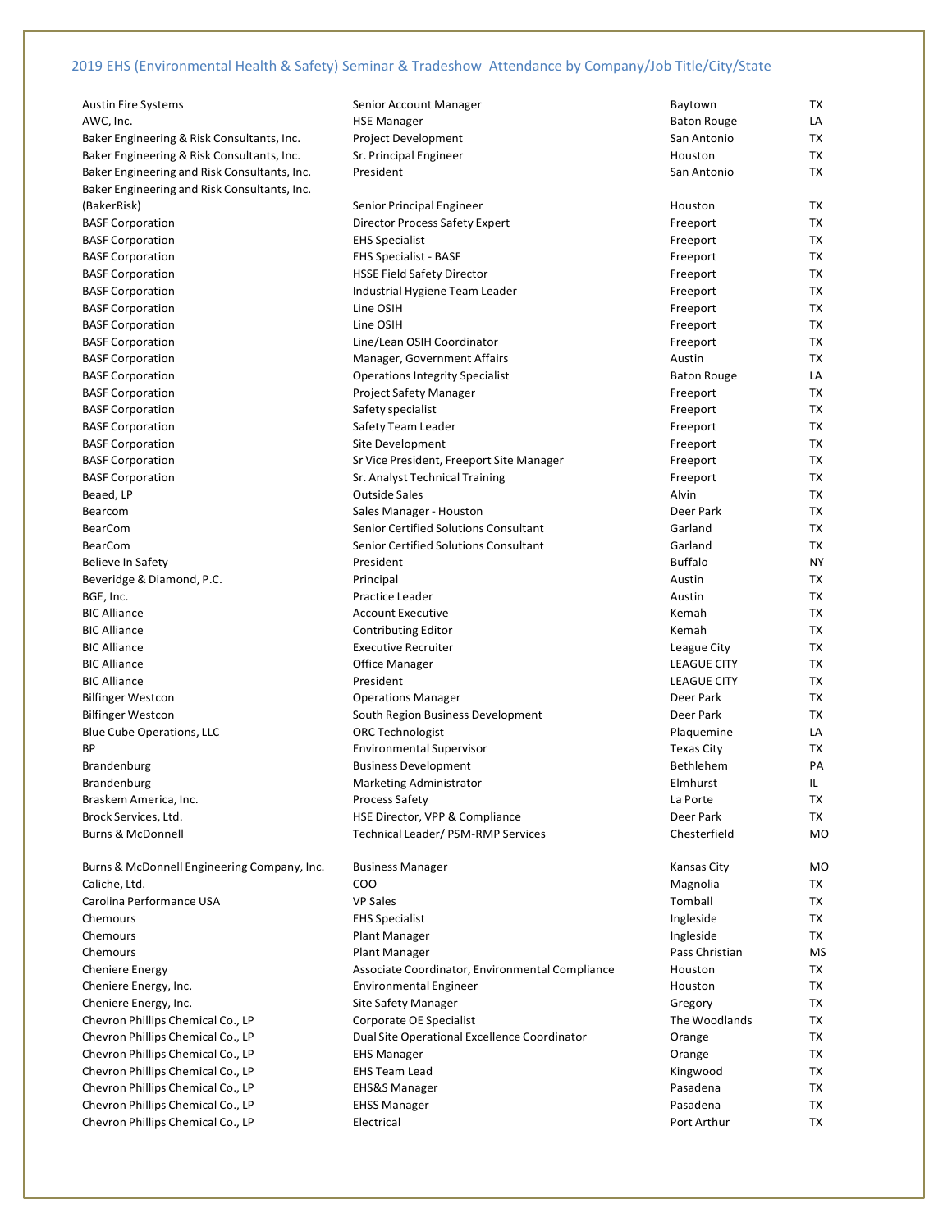## 2019 EHS (Environmental Health & Safety) Seminar & Tradeshow Attendance by Company/Job Title/City/State

| Company | Job Title | City | State |
|---|---|---|---|
| Austin Fire Systems | Senior Account Manager | Baytown | TX |
| AWC, Inc. | HSE Manager | Baton Rouge | LA |
| Baker Engineering & Risk Consultants, Inc. | Project Development | San Antonio | TX |
| Baker Engineering & Risk Consultants, Inc. | Sr. Principal Engineer | Houston | TX |
| Baker Engineering and Risk Consultants, Inc. | President | San Antonio | TX |
| Baker Engineering and Risk Consultants, Inc. (BakerRisk) | Senior Principal Engineer | Houston | TX |
| BASF Corporation | Director Process Safety Expert | Freeport | TX |
| BASF Corporation | EHS Specialist | Freeport | TX |
| BASF Corporation | EHS Specialist - BASF | Freeport | TX |
| BASF Corporation | HSSE Field Safety Director | Freeport | TX |
| BASF Corporation | Industrial Hygiene Team Leader | Freeport | TX |
| BASF Corporation | Line OSIH | Freeport | TX |
| BASF Corporation | Line OSIH | Freeport | TX |
| BASF Corporation | Line/Lean OSIH Coordinator | Freeport | TX |
| BASF Corporation | Manager, Government Affairs | Austin | TX |
| BASF Corporation | Operations Integrity Specialist | Baton Rouge | LA |
| BASF Corporation | Project Safety Manager | Freeport | TX |
| BASF Corporation | Safety specialist | Freeport | TX |
| BASF Corporation | Safety Team Leader | Freeport | TX |
| BASF Corporation | Site Development | Freeport | TX |
| BASF Corporation | Sr Vice President, Freeport Site Manager | Freeport | TX |
| BASF Corporation | Sr. Analyst Technical Training | Freeport | TX |
| Beaed, LP | Outside Sales | Alvin | TX |
| Bearcom | Sales Manager - Houston | Deer Park | TX |
| BearCom | Senior Certified Solutions Consultant | Garland | TX |
| BearCom | Senior Certified Solutions Consultant | Garland | TX |
| Believe In Safety | President | Buffalo | NY |
| Beveridge & Diamond, P.C. | Principal | Austin | TX |
| BGE, Inc. | Practice Leader | Austin | TX |
| BIC Alliance | Account Executive | Kemah | TX |
| BIC Alliance | Contributing Editor | Kemah | TX |
| BIC Alliance | Executive Recruiter | League City | TX |
| BIC Alliance | Office Manager | LEAGUE CITY | TX |
| BIC Alliance | President | LEAGUE CITY | TX |
| Bilfinger Westcon | Operations Manager | Deer Park | TX |
| Bilfinger Westcon | South Region Business Development | Deer Park | TX |
| Blue Cube Operations, LLC | ORC Technologist | Plaquemine | LA |
| BP | Environmental Supervisor | Texas City | TX |
| Brandenburg | Business Development | Bethlehem | PA |
| Brandenburg | Marketing Administrator | Elmhurst | IL |
| Braskem America, Inc. | Process Safety | La Porte | TX |
| Brock Services, Ltd. | HSE Director, VPP & Compliance | Deer Park | TX |
| Burns & McDonnell | Technical Leader/ PSM-RMP Services | Chesterfield | MO |
| Burns & McDonnell Engineering Company, Inc. | Business Manager | Kansas City | MO |
| Caliche, Ltd. | COO | Magnolia | TX |
| Carolina Performance USA | VP Sales | Tomball | TX |
| Chemours | EHS Specialist | Ingleside | TX |
| Chemours | Plant Manager | Ingleside | TX |
| Chemours | Plant Manager | Pass Christian | MS |
| Cheniere Energy | Associate Coordinator, Environmental Compliance | Houston | TX |
| Cheniere Energy, Inc. | Environmental Engineer | Houston | TX |
| Cheniere Energy, Inc. | Site Safety Manager | Gregory | TX |
| Chevron Phillips Chemical Co., LP | Corporate OE Specialist | The Woodlands | TX |
| Chevron Phillips Chemical Co., LP | Dual Site Operational Excellence Coordinator | Orange | TX |
| Chevron Phillips Chemical Co., LP | EHS Manager | Orange | TX |
| Chevron Phillips Chemical Co., LP | EHS Team Lead | Kingwood | TX |
| Chevron Phillips Chemical Co., LP | EHS&S Manager | Pasadena | TX |
| Chevron Phillips Chemical Co., LP | EHSS Manager | Pasadena | TX |
| Chevron Phillips Chemical Co., LP | Electrical | Port Arthur | TX |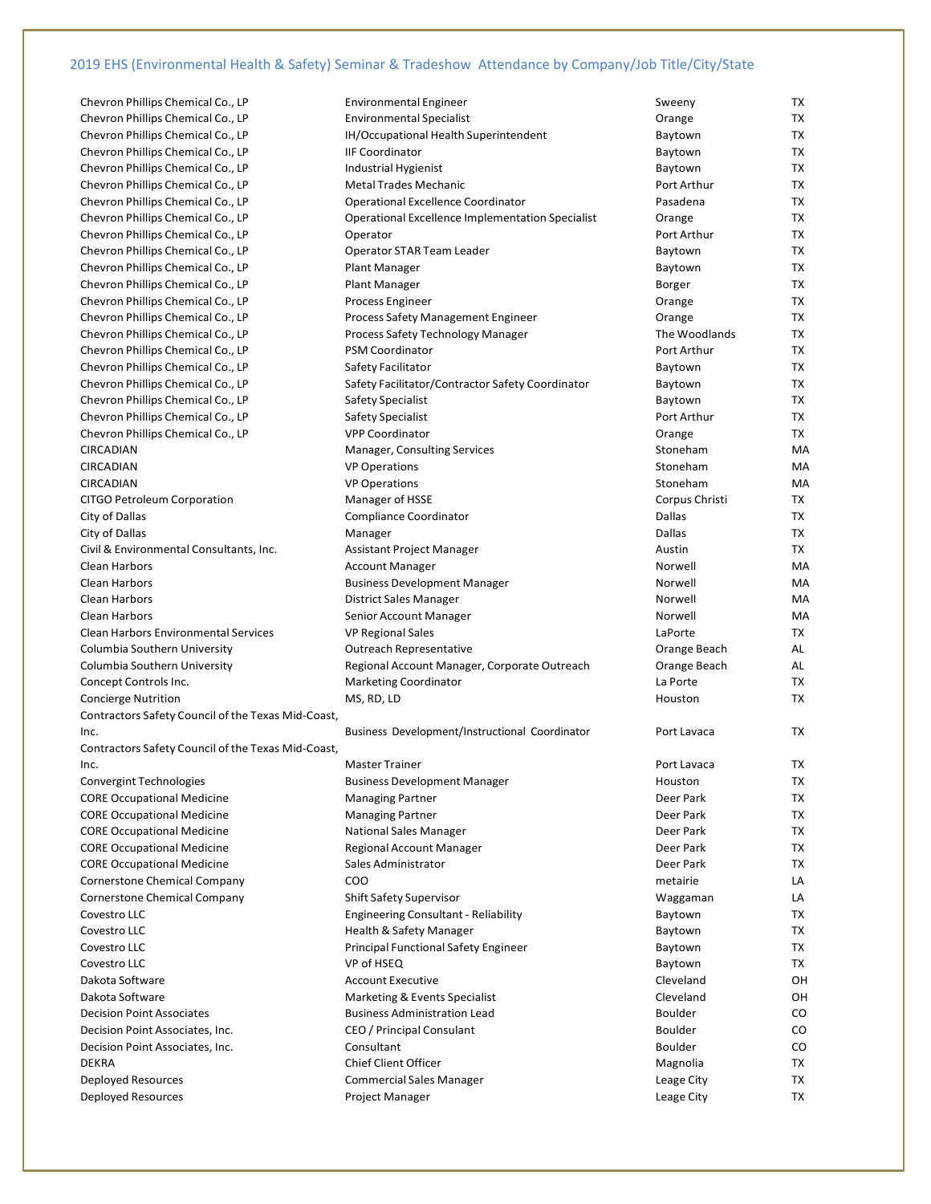2019 EHS (Environmental Health & Safety) Seminar & Tradeshow Attendance by Company/Job Title/City/State

| Company | Job Title | City | State |
|---|---|---|---|
| Chevron Phillips Chemical Co., LP | Environmental Engineer | Sweeny | TX |
| Chevron Phillips Chemical Co., LP | Environmental Specialist | Orange | TX |
| Chevron Phillips Chemical Co., LP | IH/Occupational Health Superintendent | Baytown | TX |
| Chevron Phillips Chemical Co., LP | IIF Coordinator | Baytown | TX |
| Chevron Phillips Chemical Co., LP | Industrial Hygienist | Baytown | TX |
| Chevron Phillips Chemical Co., LP | Metal Trades Mechanic | Port Arthur | TX |
| Chevron Phillips Chemical Co., LP | Operational Excellence Coordinator | Pasadena | TX |
| Chevron Phillips Chemical Co., LP | Operational Excellence Implementation Specialist | Orange | TX |
| Chevron Phillips Chemical Co., LP | Operator | Port Arthur | TX |
| Chevron Phillips Chemical Co., LP | Operator STAR Team Leader | Baytown | TX |
| Chevron Phillips Chemical Co., LP | Plant Manager | Baytown | TX |
| Chevron Phillips Chemical Co., LP | Plant Manager | Borger | TX |
| Chevron Phillips Chemical Co., LP | Process Engineer | Orange | TX |
| Chevron Phillips Chemical Co., LP | Process Safety Management Engineer | Orange | TX |
| Chevron Phillips Chemical Co., LP | Process Safety Technology Manager | The Woodlands | TX |
| Chevron Phillips Chemical Co., LP | PSM Coordinator | Port Arthur | TX |
| Chevron Phillips Chemical Co., LP | Safety Facilitator | Baytown | TX |
| Chevron Phillips Chemical Co., LP | Safety Facilitator/Contractor Safety Coordinator | Baytown | TX |
| Chevron Phillips Chemical Co., LP | Safety Specialist | Baytown | TX |
| Chevron Phillips Chemical Co., LP | Safety Specialist | Port Arthur | TX |
| Chevron Phillips Chemical Co., LP | VPP Coordinator | Orange | TX |
| CIRCADIAN | Manager, Consulting Services | Stoneham | MA |
| CIRCADIAN | VP Operations | Stoneham | MA |
| CIRCADIAN | VP Operations | Stoneham | MA |
| CITGO Petroleum Corporation | Manager of HSSE | Corpus Christi | TX |
| City of Dallas | Compliance Coordinator | Dallas | TX |
| City of Dallas | Manager | Dallas | TX |
| Civil & Environmental Consultants, Inc. | Assistant Project Manager | Austin | TX |
| Clean Harbors | Account Manager | Norwell | MA |
| Clean Harbors | Business Development Manager | Norwell | MA |
| Clean Harbors | District Sales Manager | Norwell | MA |
| Clean Harbors | Senior Account Manager | Norwell | MA |
| Clean Harbors Environmental Services | VP Regional Sales | LaPorte | TX |
| Columbia Southern University | Outreach Representative | Orange Beach | AL |
| Columbia Southern University | Regional Account Manager, Corporate Outreach | Orange Beach | AL |
| Concept Controls Inc. | Marketing Coordinator | La Porte | TX |
| Concierge Nutrition | MS, RD, LD | Houston | TX |
| Contractors Safety Council of the Texas Mid-Coast, Inc. | Business Development/Instructional Coordinator | Port Lavaca | TX |
| Contractors Safety Council of the Texas Mid-Coast, Inc. | Master Trainer | Port Lavaca | TX |
| Convergint Technologies | Business Development Manager | Houston | TX |
| CORE Occupational Medicine | Managing Partner | Deer Park | TX |
| CORE Occupational Medicine | Managing Partner | Deer Park | TX |
| CORE Occupational Medicine | National Sales Manager | Deer Park | TX |
| CORE Occupational Medicine | Regional Account Manager | Deer Park | TX |
| CORE Occupational Medicine | Sales Administrator | Deer Park | TX |
| Cornerstone Chemical Company | COO | metairie | LA |
| Cornerstone Chemical Company | Shift Safety Supervisor | Waggaman | LA |
| Covestro LLC | Engineering Consultant - Reliability | Baytown | TX |
| Covestro LLC | Health & Safety Manager | Baytown | TX |
| Covestro LLC | Principal Functional Safety Engineer | Baytown | TX |
| Covestro LLC | VP of HSEQ | Baytown | TX |
| Dakota Software | Account Executive | Cleveland | OH |
| Dakota Software | Marketing & Events Specialist | Cleveland | OH |
| Decision Point Associates | Business Administration Lead | Boulder | CO |
| Decision Point Associates, Inc. | CEO / Principal Consultant | Boulder | CO |
| Decision Point Associates, Inc. | Consultant | Boulder | CO |
| DEKRA | Chief Client Officer | Magnolia | TX |
| Deployed Resources | Commercial Sales Manager | Leage City | TX |
| Deployed Resources | Project Manager | Leage City | TX |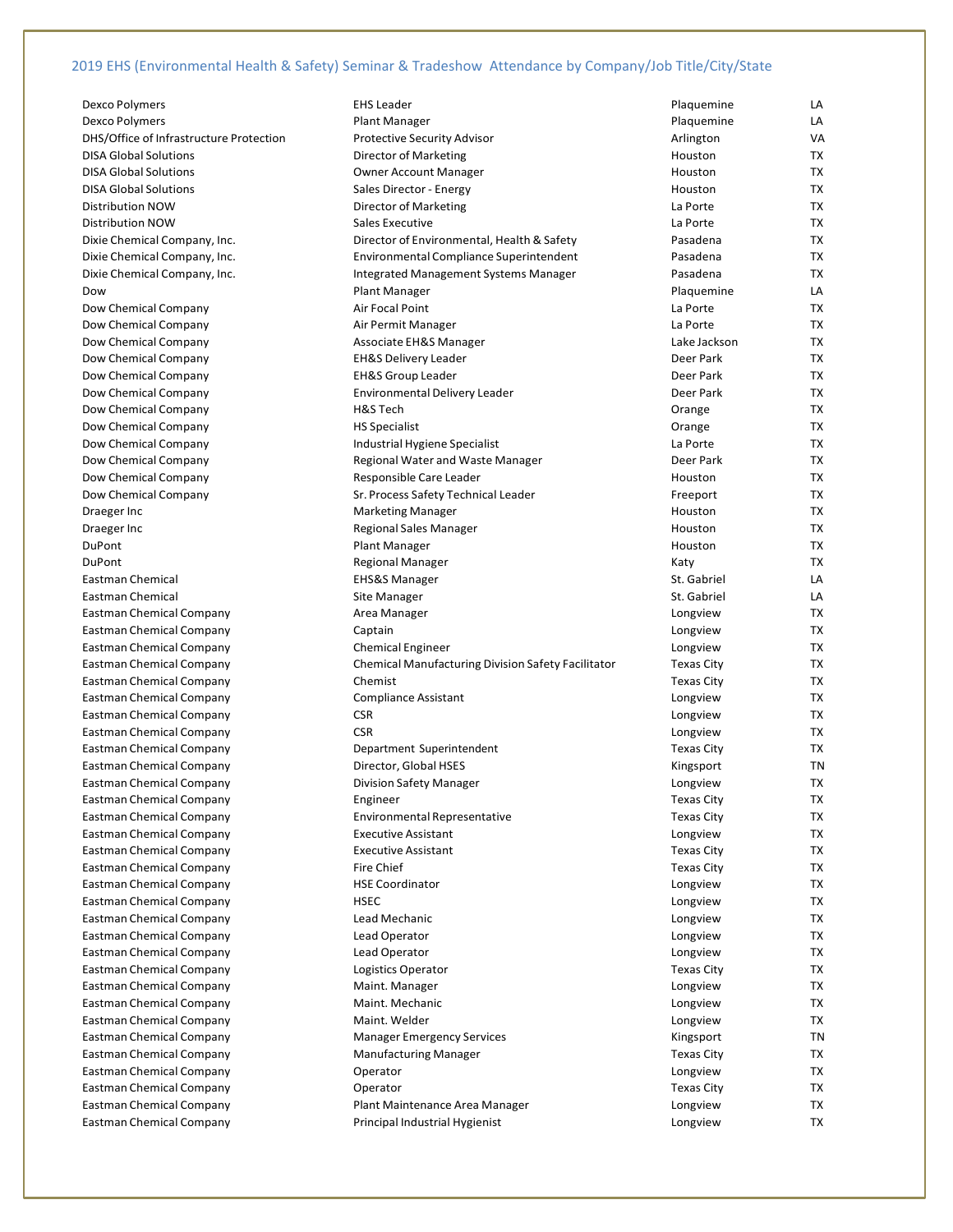## 2019 EHS (Environmental Health & Safety) Seminar & Tradeshow Attendance by Company/Job Title/City/State

| | | | |
|---|---|---|---|
| Dexco Polymers | EHS Leader | Plaquemine | LA |
| Dexco Polymers | Plant Manager | Plaquemine | LA |
| DHS/Office of Infrastructure Protection | Protective Security Advisor | Arlington | VA |
| DISA Global Solutions | Director of Marketing | Houston | TX |
| DISA Global Solutions | Owner Account Manager | Houston | TX |
| DISA Global Solutions | Sales Director - Energy | Houston | TX |
| Distribution NOW | Director of Marketing | La Porte | TX |
| Distribution NOW | Sales Executive | La Porte | TX |
| Dixie Chemical Company, Inc. | Director of Environmental, Health & Safety | Pasadena | TX |
| Dixie Chemical Company, Inc. | Environmental Compliance Superintendent | Pasadena | TX |
| Dixie Chemical Company, Inc. | Integrated Management Systems Manager | Pasadena | TX |
| Dow | Plant Manager | Plaquemine | LA |
| Dow Chemical Company | Air Focal Point | La Porte | TX |
| Dow Chemical Company | Air Permit Manager | La Porte | TX |
| Dow Chemical Company | Associate EH&S Manager | Lake Jackson | TX |
| Dow Chemical Company | EH&S Delivery Leader | Deer Park | TX |
| Dow Chemical Company | EH&S Group Leader | Deer Park | TX |
| Dow Chemical Company | Environmental Delivery Leader | Deer Park | TX |
| Dow Chemical Company | H&S Tech | Orange | TX |
| Dow Chemical Company | HS Specialist | Orange | TX |
| Dow Chemical Company | Industrial Hygiene Specialist | La Porte | TX |
| Dow Chemical Company | Regional Water and Waste Manager | Deer Park | TX |
| Dow Chemical Company | Responsible Care Leader | Houston | TX |
| Dow Chemical Company | Sr. Process Safety Technical Leader | Freeport | TX |
| Draeger Inc | Marketing Manager | Houston | TX |
| Draeger Inc | Regional Sales Manager | Houston | TX |
| DuPont | Plant Manager | Houston | TX |
| DuPont | Regional Manager | Katy | TX |
| Eastman Chemical | EHS&S Manager | St. Gabriel | LA |
| Eastman Chemical | Site Manager | St. Gabriel | LA |
| Eastman Chemical Company | Area Manager | Longview | TX |
| Eastman Chemical Company | Captain | Longview | TX |
| Eastman Chemical Company | Chemical Engineer | Longview | TX |
| Eastman Chemical Company | Chemical Manufacturing Division Safety Facilitator | Texas City | TX |
| Eastman Chemical Company | Chemist | Texas City | TX |
| Eastman Chemical Company | Compliance Assistant | Longview | TX |
| Eastman Chemical Company | CSR | Longview | TX |
| Eastman Chemical Company | CSR | Longview | TX |
| Eastman Chemical Company | Department Superintendent | Texas City | TX |
| Eastman Chemical Company | Director, Global HSES | Kingsport | TN |
| Eastman Chemical Company | Division Safety Manager | Longview | TX |
| Eastman Chemical Company | Engineer | Texas City | TX |
| Eastman Chemical Company | Environmental Representative | Texas City | TX |
| Eastman Chemical Company | Executive Assistant | Longview | TX |
| Eastman Chemical Company | Executive Assistant | Texas City | TX |
| Eastman Chemical Company | Fire Chief | Texas City | TX |
| Eastman Chemical Company | HSE Coordinator | Longview | TX |
| Eastman Chemical Company | HSEC | Longview | TX |
| Eastman Chemical Company | Lead Mechanic | Longview | TX |
| Eastman Chemical Company | Lead Operator | Longview | TX |
| Eastman Chemical Company | Lead Operator | Longview | TX |
| Eastman Chemical Company | Logistics Operator | Texas City | TX |
| Eastman Chemical Company | Maint. Manager | Longview | TX |
| Eastman Chemical Company | Maint. Mechanic | Longview | TX |
| Eastman Chemical Company | Maint. Welder | Longview | TX |
| Eastman Chemical Company | Manager Emergency Services | Kingsport | TN |
| Eastman Chemical Company | Manufacturing Manager | Texas City | TX |
| Eastman Chemical Company | Operator | Longview | TX |
| Eastman Chemical Company | Operator | Texas City | TX |
| Eastman Chemical Company | Plant Maintenance Area Manager | Longview | TX |
| Eastman Chemical Company | Principal Industrial Hygienist | Longview | TX |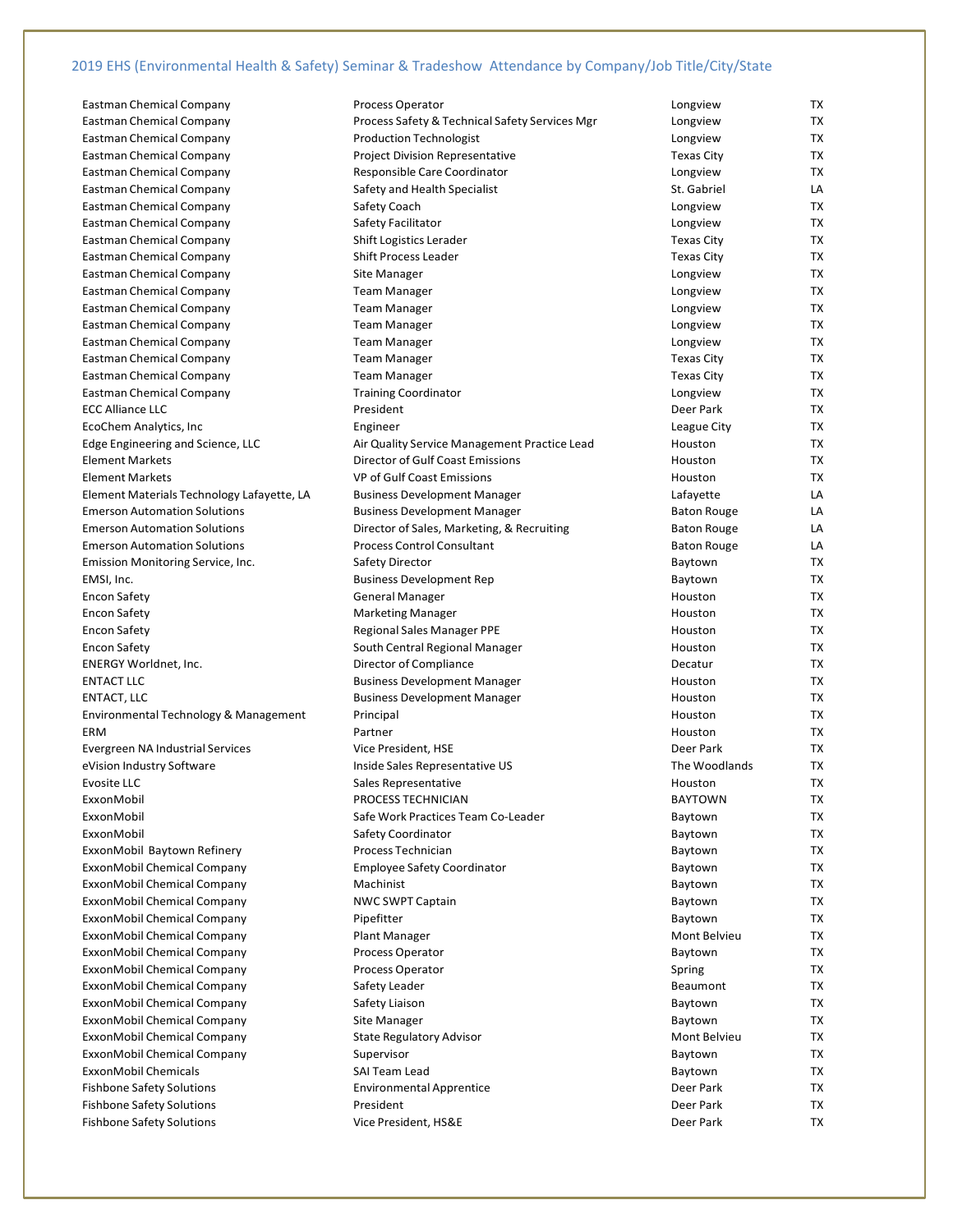## 2019 EHS (Environmental Health & Safety) Seminar & Tradeshow Attendance by Company/Job Title/City/State

| Company | Job Title | City | State |
|---|---|---|---|
| Eastman Chemical Company | Process Operator | Longview | TX |
| Eastman Chemical Company | Process Safety & Technical Safety Services Mgr | Longview | TX |
| Eastman Chemical Company | Production Technologist | Longview | TX |
| Eastman Chemical Company | Project Division Representative | Texas City | TX |
| Eastman Chemical Company | Responsible Care Coordinator | Longview | TX |
| Eastman Chemical Company | Safety and Health Specialist | St. Gabriel | LA |
| Eastman Chemical Company | Safety Coach | Longview | TX |
| Eastman Chemical Company | Safety Facilitator | Longview | TX |
| Eastman Chemical Company | Shift Logistics Lerader | Texas City | TX |
| Eastman Chemical Company | Shift Process Leader | Texas City | TX |
| Eastman Chemical Company | Site Manager | Longview | TX |
| Eastman Chemical Company | Team Manager | Longview | TX |
| Eastman Chemical Company | Team Manager | Longview | TX |
| Eastman Chemical Company | Team Manager | Longview | TX |
| Eastman Chemical Company | Team Manager | Longview | TX |
| Eastman Chemical Company | Team Manager | Texas City | TX |
| Eastman Chemical Company | Team Manager | Texas City | TX |
| Eastman Chemical Company | Training Coordinator | Longview | TX |
| ECC Alliance LLC | President | Deer Park | TX |
| EcoChem Analytics, Inc | Engineer | League City | TX |
| Edge Engineering and Science, LLC | Air Quality Service Management Practice Lead | Houston | TX |
| Element Markets | Director of Gulf Coast Emissions | Houston | TX |
| Element Markets | VP of Gulf Coast Emissions | Houston | TX |
| Element Materials Technology Lafayette, LA | Business Development Manager | Lafayette | LA |
| Emerson Automation Solutions | Business Development Manager | Baton Rouge | LA |
| Emerson Automation Solutions | Director of Sales, Marketing, & Recruiting | Baton Rouge | LA |
| Emerson Automation Solutions | Process Control Consultant | Baton Rouge | LA |
| Emission Monitoring Service, Inc. | Safety Director | Baytown | TX |
| EMSI, Inc. | Business Development Rep | Baytown | TX |
| Encon Safety | General Manager | Houston | TX |
| Encon Safety | Marketing Manager | Houston | TX |
| Encon Safety | Regional Sales Manager PPE | Houston | TX |
| Encon Safety | South Central Regional Manager | Houston | TX |
| ENERGY Worldnet, Inc. | Director of Compliance | Decatur | TX |
| ENTACT LLC | Business Development Manager | Houston | TX |
| ENTACT, LLC | Business Development Manager | Houston | TX |
| Environmental Technology & Management | Principal | Houston | TX |
| ERM | Partner | Houston | TX |
| Evergreen NA Industrial Services | Vice President, HSE | Deer Park | TX |
| eVision Industry Software | Inside Sales Representative US | The Woodlands | TX |
| Evosite LLC | Sales Representative | Houston | TX |
| ExxonMobil | PROCESS TECHNICIAN | BAYTOWN | TX |
| ExxonMobil | Safe Work Practices Team Co-Leader | Baytown | TX |
| ExxonMobil | Safety Coordinator | Baytown | TX |
| ExxonMobil Baytown Refinery | Process Technician | Baytown | TX |
| ExxonMobil Chemical Company | Employee Safety Coordinator | Baytown | TX |
| ExxonMobil Chemical Company | Machinist | Baytown | TX |
| ExxonMobil Chemical Company | NWC SWPT Captain | Baytown | TX |
| ExxonMobil Chemical Company | Pipefitter | Baytown | TX |
| ExxonMobil Chemical Company | Plant Manager | Mont Belvieu | TX |
| ExxonMobil Chemical Company | Process Operator | Baytown | TX |
| ExxonMobil Chemical Company | Process Operator | Spring | TX |
| ExxonMobil Chemical Company | Safety Leader | Beaumont | TX |
| ExxonMobil Chemical Company | Safety Liaison | Baytown | TX |
| ExxonMobil Chemical Company | Site Manager | Baytown | TX |
| ExxonMobil Chemical Company | State Regulatory Advisor | Mont Belvieu | TX |
| ExxonMobil Chemical Company | Supervisor | Baytown | TX |
| ExxonMobil Chemicals | SAI Team Lead | Baytown | TX |
| Fishbone Safety Solutions | Environmental Apprentice | Deer Park | TX |
| Fishbone Safety Solutions | President | Deer Park | TX |
| Fishbone Safety Solutions | Vice President, HS&E | Deer Park | TX |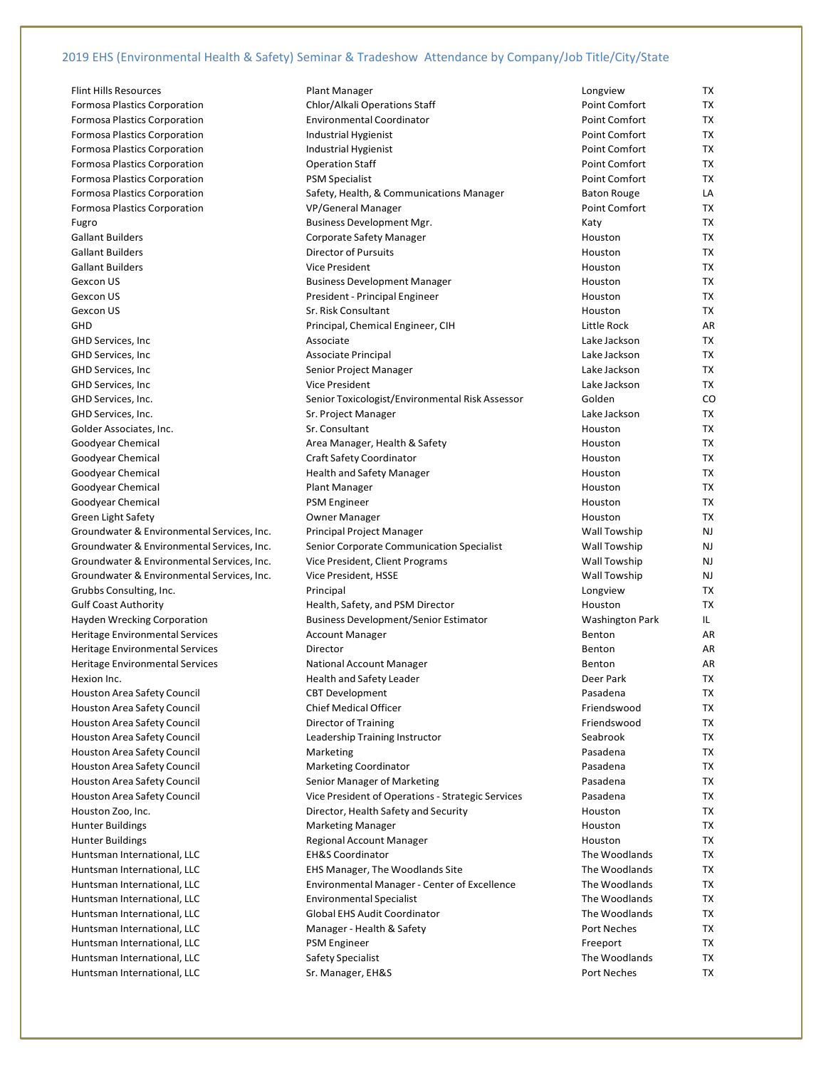## 2019 EHS (Environmental Health & Safety) Seminar & Tradeshow Attendance by Company/Job Title/City/State

| Company | Job Title | City | State |
|---|---|---|---|
| Flint Hills Resources | Plant Manager | Longview | TX |
| Formosa Plastics Corporation | Chlor/Alkali Operations Staff | Point Comfort | TX |
| Formosa Plastics Corporation | Environmental Coordinator | Point Comfort | TX |
| Formosa Plastics Corporation | Industrial Hygienist | Point Comfort | TX |
| Formosa Plastics Corporation | Industrial Hygienist | Point Comfort | TX |
| Formosa Plastics Corporation | Operation Staff | Point Comfort | TX |
| Formosa Plastics Corporation | PSM Specialist | Point Comfort | TX |
| Formosa Plastics Corporation | Safety, Health, & Communications Manager | Baton Rouge | LA |
| Formosa Plastics Corporation | VP/General Manager | Point Comfort | TX |
| Fugro | Business Development Mgr. | Katy | TX |
| Gallant Builders | Corporate Safety Manager | Houston | TX |
| Gallant Builders | Director of Pursuits | Houston | TX |
| Gallant Builders | Vice President | Houston | TX |
| Gexcon US | Business Development Manager | Houston | TX |
| Gexcon US | President - Principal Engineer | Houston | TX |
| Gexcon US | Sr. Risk Consultant | Houston | TX |
| GHD | Principal, Chemical Engineer, CIH | Little Rock | AR |
| GHD Services, Inc | Associate | Lake Jackson | TX |
| GHD Services, Inc | Associate Principal | Lake Jackson | TX |
| GHD Services, Inc | Senior Project Manager | Lake Jackson | TX |
| GHD Services, Inc | Vice President | Lake Jackson | TX |
| GHD Services, Inc. | Senior Toxicologist/Environmental Risk Assessor | Golden | CO |
| GHD Services, Inc. | Sr. Project Manager | Lake Jackson | TX |
| Golder Associates, Inc. | Sr. Consultant | Houston | TX |
| Goodyear Chemical | Area Manager, Health & Safety | Houston | TX |
| Goodyear Chemical | Craft Safety Coordinator | Houston | TX |
| Goodyear Chemical | Health and Safety Manager | Houston | TX |
| Goodyear Chemical | Plant Manager | Houston | TX |
| Goodyear Chemical | PSM Engineer | Houston | TX |
| Green Light Safety | Owner Manager | Houston | TX |
| Groundwater & Environmental Services, Inc. | Principal Project Manager | Wall Towship | NJ |
| Groundwater & Environmental Services, Inc. | Senior Corporate Communication Specialist | Wall Towship | NJ |
| Groundwater & Environmental Services, Inc. | Vice President, Client Programs | Wall Towship | NJ |
| Groundwater & Environmental Services, Inc. | Vice President, HSSE | Wall Towship | NJ |
| Grubbs Consulting, Inc. | Principal | Longview | TX |
| Gulf Coast Authority | Health, Safety, and PSM Director | Houston | TX |
| Hayden Wrecking Corporation | Business Development/Senior Estimator | Washington Park | IL |
| Heritage Environmental Services | Account Manager | Benton | AR |
| Heritage Environmental Services | Director | Benton | AR |
| Heritage Environmental Services | National Account Manager | Benton | AR |
| Hexion Inc. | Health and Safety Leader | Deer Park | TX |
| Houston Area Safety Council | CBT Development | Pasadena | TX |
| Houston Area Safety Council | Chief Medical Officer | Friendswood | TX |
| Houston Area Safety Council | Director of Training | Friendswood | TX |
| Houston Area Safety Council | Leadership Training Instructor | Seabrook | TX |
| Houston Area Safety Council | Marketing | Pasadena | TX |
| Houston Area Safety Council | Marketing Coordinator | Pasadena | TX |
| Houston Area Safety Council | Senior Manager of Marketing | Pasadena | TX |
| Houston Area Safety Council | Vice President of Operations - Strategic Services | Pasadena | TX |
| Houston Zoo, Inc. | Director, Health Safety and Security | Houston | TX |
| Hunter Buildings | Marketing Manager | Houston | TX |
| Hunter Buildings | Regional Account Manager | Houston | TX |
| Huntsman International, LLC | EH&S Coordinator | The Woodlands | TX |
| Huntsman International, LLC | EHS Manager, The Woodlands Site | The Woodlands | TX |
| Huntsman International, LLC | Environmental Manager - Center of Excellence | The Woodlands | TX |
| Huntsman International, LLC | Environmental Specialist | The Woodlands | TX |
| Huntsman International, LLC | Global EHS Audit Coordinator | The Woodlands | TX |
| Huntsman International, LLC | Manager - Health & Safety | Port Neches | TX |
| Huntsman International, LLC | PSM Engineer | Freeport | TX |
| Huntsman International, LLC | Safety Specialist | The Woodlands | TX |
| Huntsman International, LLC | Sr. Manager, EH&S | Port Neches | TX |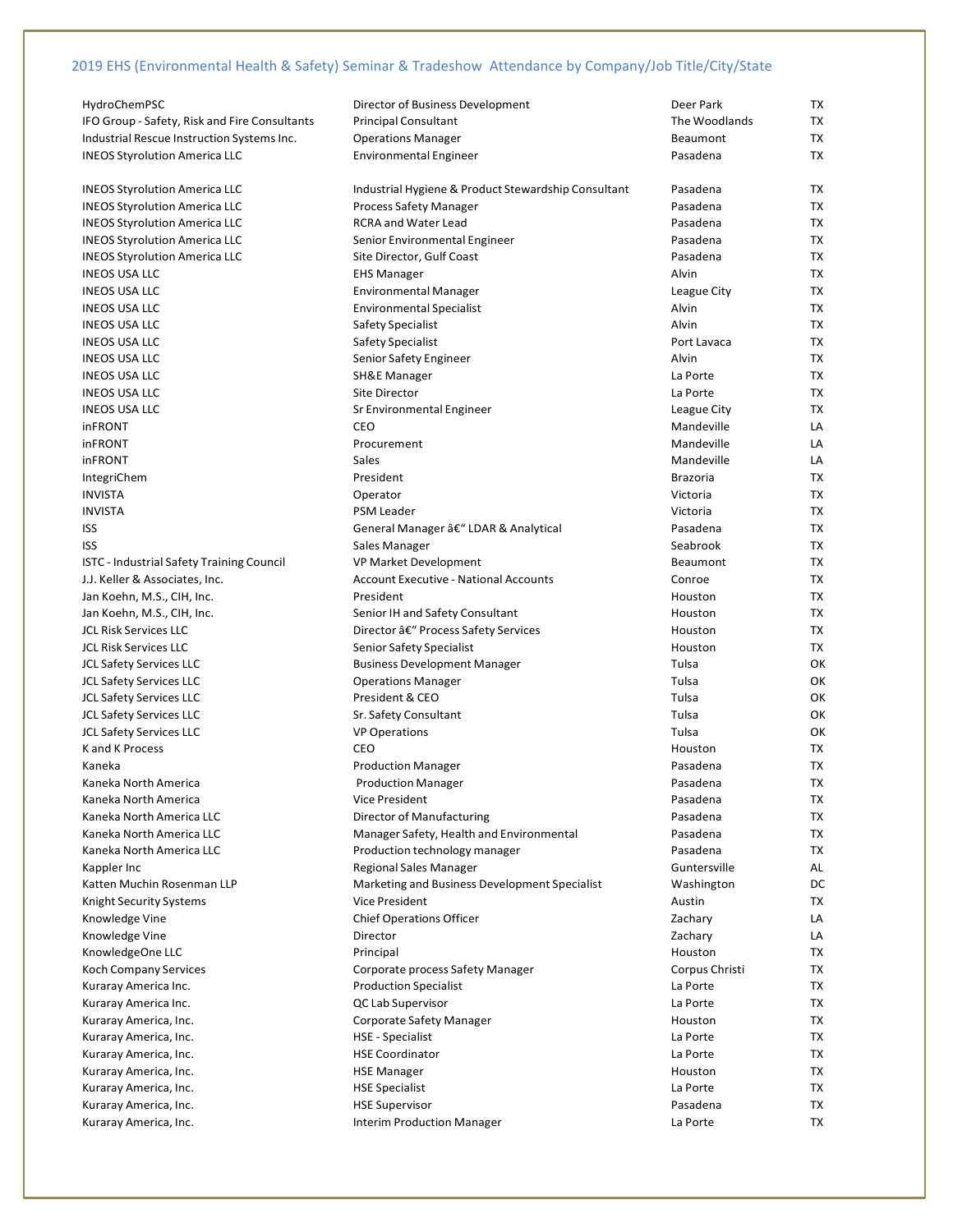## 2019 EHS (Environmental Health & Safety) Seminar & Tradeshow Attendance by Company/Job Title/City/State

| Company | Job Title | City | State |
|---|---|---|---|
| HydroChemPSC | Director of Business Development | Deer Park | TX |
| IFO Group - Safety, Risk and Fire Consultants | Principal Consultant | The Woodlands | TX |
| Industrial Rescue Instruction Systems Inc. | Operations Manager | Beaumont | TX |
| INEOS Styrolution America LLC | Environmental Engineer | Pasadena | TX |
| INEOS Styrolution America LLC | Industrial Hygiene & Product Stewardship Consultant | Pasadena | TX |
| INEOS Styrolution America LLC | Process Safety Manager | Pasadena | TX |
| INEOS Styrolution America LLC | RCRA and Water Lead | Pasadena | TX |
| INEOS Styrolution America LLC | Senior Environmental Engineer | Pasadena | TX |
| INEOS Styrolution America LLC | Site Director, Gulf Coast | Pasadena | TX |
| INEOS USA LLC | EHS Manager | Alvin | TX |
| INEOS USA LLC | Environmental Manager | League City | TX |
| INEOS USA LLC | Environmental Specialist | Alvin | TX |
| INEOS USA LLC | Safety Specialist | Alvin | TX |
| INEOS USA LLC | Safety Specialist | Port Lavaca | TX |
| INEOS USA LLC | Senior Safety Engineer | Alvin | TX |
| INEOS USA LLC | SH&E Manager | La Porte | TX |
| INEOS USA LLC | Site Director | La Porte | TX |
| INEOS USA LLC | Sr Environmental Engineer | League City | TX |
| inFRONT | CEO | Mandeville | LA |
| inFRONT | Procurement | Mandeville | LA |
| inFRONT | Sales | Mandeville | LA |
| IntegriChem | President | Brazoria | TX |
| INVISTA | Operator | Victoria | TX |
| INVISTA | PSM Leader | Victoria | TX |
| ISS | General Manager â€“ LDAR & Analytical | Pasadena | TX |
| ISS | Sales Manager | Seabrook | TX |
| ISTC - Industrial Safety Training Council | VP Market Development | Beaumont | TX |
| J.J. Keller & Associates, Inc. | Account Executive - National Accounts | Conroe | TX |
| Jan Koehn, M.S., CIH, Inc. | President | Houston | TX |
| Jan Koehn, M.S., CIH, Inc. | Senior IH and Safety Consultant | Houston | TX |
| JCL Risk Services LLC | Director â€“ Process Safety Services | Houston | TX |
| JCL Risk Services LLC | Senior Safety Specialist | Houston | TX |
| JCL Safety Services LLC | Business Development Manager | Tulsa | OK |
| JCL Safety Services LLC | Operations Manager | Tulsa | OK |
| JCL Safety Services LLC | President & CEO | Tulsa | OK |
| JCL Safety Services LLC | Sr. Safety Consultant | Tulsa | OK |
| JCL Safety Services LLC | VP Operations | Tulsa | OK |
| K and K Process | CEO | Houston | TX |
| Kaneka | Production Manager | Pasadena | TX |
| Kaneka North America | Production Manager | Pasadena | TX |
| Kaneka North America | Vice President | Pasadena | TX |
| Kaneka North America LLC | Director of Manufacturing | Pasadena | TX |
| Kaneka North America LLC | Manager Safety, Health and Environmental | Pasadena | TX |
| Kaneka North America LLC | Production technology manager | Pasadena | TX |
| Kappler Inc | Regional Sales Manager | Guntersville | AL |
| Katten Muchin Rosenman LLP | Marketing and Business Development Specialist | Washington | DC |
| Knight Security Systems | Vice President | Austin | TX |
| Knowledge Vine | Chief Operations Officer | Zachary | LA |
| Knowledge Vine | Director | Zachary | LA |
| KnowledgeOne LLC | Principal | Houston | TX |
| Koch Company Services | Corporate process Safety Manager | Corpus Christi | TX |
| Kuraray America Inc. | Production Specialist | La Porte | TX |
| Kuraray America Inc. | QC Lab Supervisor | La Porte | TX |
| Kuraray America, Inc. | Corporate Safety Manager | Houston | TX |
| Kuraray America, Inc. | HSE - Specialist | La Porte | TX |
| Kuraray America, Inc. | HSE Coordinator | La Porte | TX |
| Kuraray America, Inc. | HSE Manager | Houston | TX |
| Kuraray America, Inc. | HSE Specialist | La Porte | TX |
| Kuraray America, Inc. | HSE Supervisor | Pasadena | TX |
| Kuraray America, Inc. | Interim Production Manager | La Porte | TX |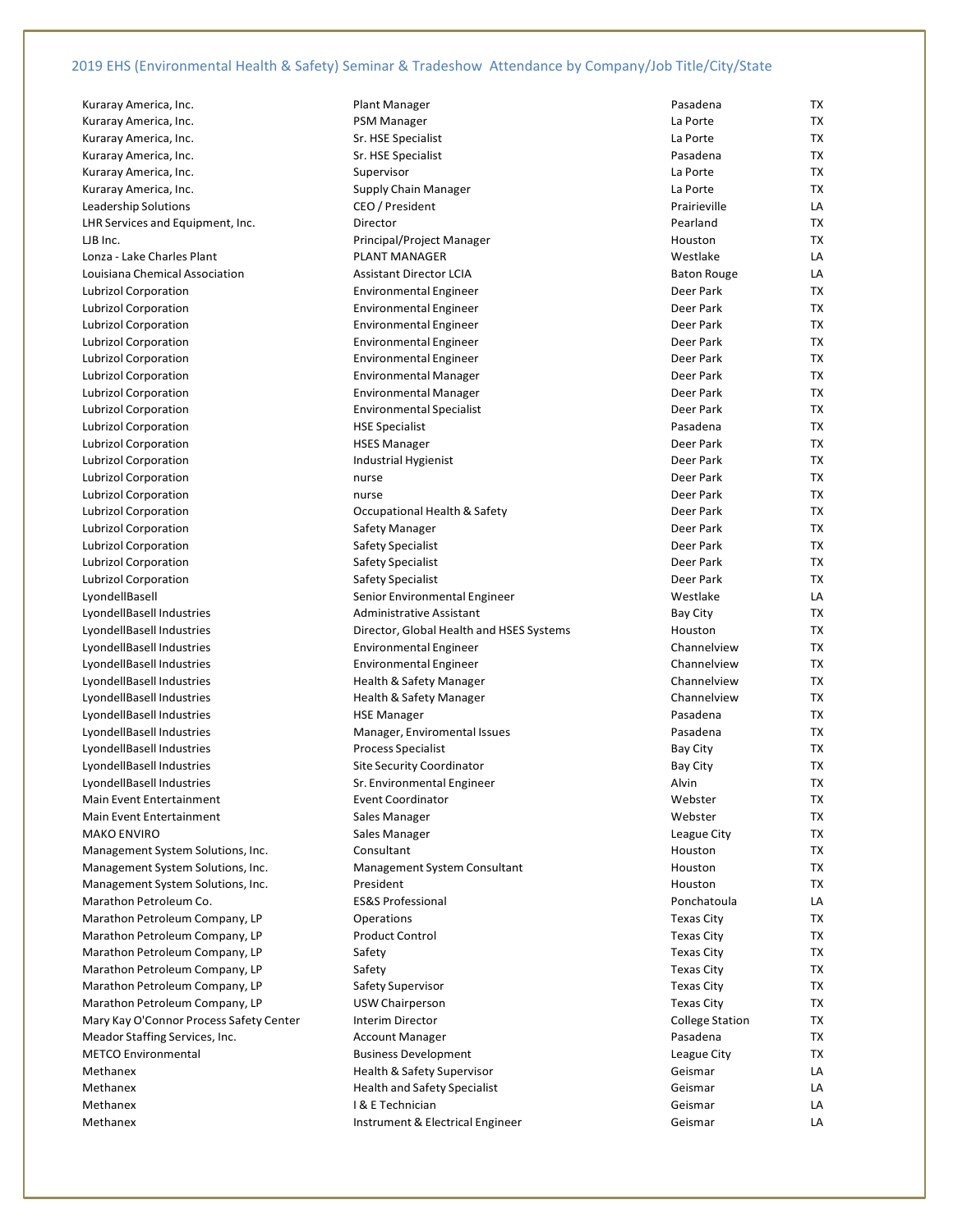## 2019 EHS (Environmental Health & Safety) Seminar & Tradeshow Attendance by Company/Job Title/City/State

| Company | Job Title | City | State |
|---|---|---|---|
| Kuraray America, Inc. | Plant Manager | Pasadena | TX |
| Kuraray America, Inc. | PSM Manager | La Porte | TX |
| Kuraray America, Inc. | Sr. HSE Specialist | La Porte | TX |
| Kuraray America, Inc. | Sr. HSE Specialist | Pasadena | TX |
| Kuraray America, Inc. | Supervisor | La Porte | TX |
| Kuraray America, Inc. | Supply Chain Manager | La Porte | TX |
| Leadership Solutions | CEO / President | Prairieville | LA |
| LHR Services and Equipment, Inc. | Director | Pearland | TX |
| LJB Inc. | Principal/Project Manager | Houston | TX |
| Lonza - Lake Charles Plant | PLANT MANAGER | Westlake | LA |
| Louisiana Chemical Association | Assistant Director LCIA | Baton Rouge | LA |
| Lubrizol Corporation | Environmental Engineer | Deer Park | TX |
| Lubrizol Corporation | Environmental Engineer | Deer Park | TX |
| Lubrizol Corporation | Environmental Engineer | Deer Park | TX |
| Lubrizol Corporation | Environmental Engineer | Deer Park | TX |
| Lubrizol Corporation | Environmental Engineer | Deer Park | TX |
| Lubrizol Corporation | Environmental Manager | Deer Park | TX |
| Lubrizol Corporation | Environmental Manager | Deer Park | TX |
| Lubrizol Corporation | Environmental Specialist | Deer Park | TX |
| Lubrizol Corporation | HSE Specialist | Pasadena | TX |
| Lubrizol Corporation | HSES Manager | Deer Park | TX |
| Lubrizol Corporation | Industrial Hygienist | Deer Park | TX |
| Lubrizol Corporation | nurse | Deer Park | TX |
| Lubrizol Corporation | nurse | Deer Park | TX |
| Lubrizol Corporation | Occupational Health & Safety | Deer Park | TX |
| Lubrizol Corporation | Safety Manager | Deer Park | TX |
| Lubrizol Corporation | Safety Specialist | Deer Park | TX |
| Lubrizol Corporation | Safety Specialist | Deer Park | TX |
| Lubrizol Corporation | Safety Specialist | Deer Park | TX |
| LyondellBasell | Senior Environmental Engineer | Westlake | LA |
| LyondellBasell Industries | Administrative Assistant | Bay City | TX |
| LyondellBasell Industries | Director, Global Health and HSES Systems | Houston | TX |
| LyondellBasell Industries | Environmental Engineer | Channelview | TX |
| LyondellBasell Industries | Environmental Engineer | Channelview | TX |
| LyondellBasell Industries | Health & Safety Manager | Channelview | TX |
| LyondellBasell Industries | Health & Safety Manager | Channelview | TX |
| LyondellBasell Industries | HSE Manager | Pasadena | TX |
| LyondellBasell Industries | Manager, Enviromental Issues | Pasadena | TX |
| LyondellBasell Industries | Process Specialist | Bay City | TX |
| LyondellBasell Industries | Site Security Coordinator | Bay City | TX |
| LyondellBasell Industries | Sr. Environmental Engineer | Alvin | TX |
| Main Event Entertainment | Event Coordinator | Webster | TX |
| Main Event Entertainment | Sales Manager | Webster | TX |
| MAKO ENVIRO | Sales Manager | League City | TX |
| Management System Solutions, Inc. | Consultant | Houston | TX |
| Management System Solutions, Inc. | Management System Consultant | Houston | TX |
| Management System Solutions, Inc. | President | Houston | TX |
| Marathon Petroleum Co. | ES&S Professional | Ponchatoula | LA |
| Marathon Petroleum Company, LP | Operations | Texas City | TX |
| Marathon Petroleum Company, LP | Product Control | Texas City | TX |
| Marathon Petroleum Company, LP | Safety | Texas City | TX |
| Marathon Petroleum Company, LP | Safety | Texas City | TX |
| Marathon Petroleum Company, LP | Safety Supervisor | Texas City | TX |
| Marathon Petroleum Company, LP | USW Chairperson | Texas City | TX |
| Mary Kay O'Connor Process Safety Center | Interim Director | College Station | TX |
| Meador Staffing Services, Inc. | Account Manager | Pasadena | TX |
| METCO Environmental | Business Development | League City | TX |
| Methanex | Health & Safety Supervisor | Geismar | LA |
| Methanex | Health and Safety Specialist | Geismar | LA |
| Methanex | I & E Technician | Geismar | LA |
| Methanex | Instrument & Electrical Engineer | Geismar | LA |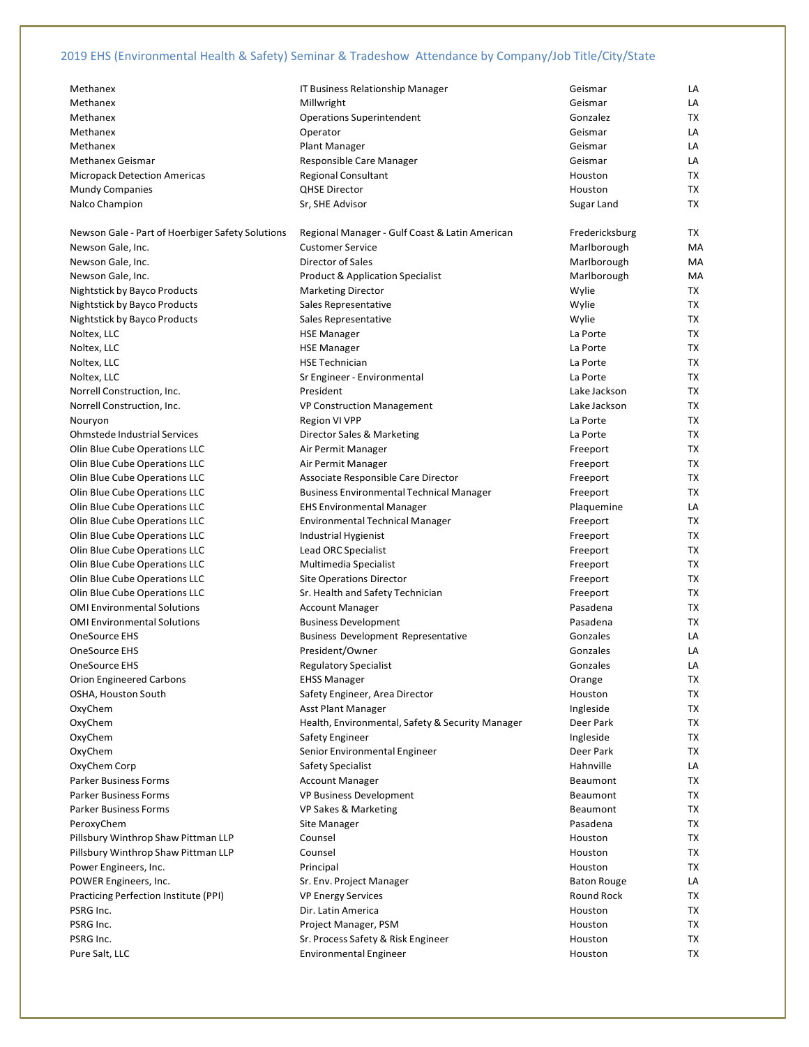## 2019 EHS (Environmental Health & Safety) Seminar & Tradeshow Attendance by Company/Job Title/City/State

| Company | Job Title | City | State |
|---|---|---|---|
| Methanex | IT Business Relationship Manager | Geismar | LA |
| Methanex | Millwright | Geismar | LA |
| Methanex | Operations Superintendent | Gonzalez | TX |
| Methanex | Operator | Geismar | LA |
| Methanex | Plant Manager | Geismar | LA |
| Methanex Geismar | Responsible Care Manager | Geismar | LA |
| Micropack Detection Americas | Regional Consultant | Houston | TX |
| Mundy Companies | QHSE Director | Houston | TX |
| Nalco Champion | Sr, SHE Advisor | Sugar Land | TX |
| Newson Gale - Part of Hoerbiger Safety Solutions | Regional Manager - Gulf Coast & Latin American | Fredericksburg | TX |
| Newson Gale, Inc. | Customer Service | Marlborough | MA |
| Newson Gale, Inc. | Director of Sales | Marlborough | MA |
| Newson Gale, Inc. | Product & Application Specialist | Marlborough | MA |
| Nightstick by Bayco Products | Marketing Director | Wylie | TX |
| Nightstick by Bayco Products | Sales Representative | Wylie | TX |
| Nightstick by Bayco Products | Sales Representative | Wylie | TX |
| Noltex, LLC | HSE Manager | La Porte | TX |
| Noltex, LLC | HSE Manager | La Porte | TX |
| Noltex, LLC | HSE Technician | La Porte | TX |
| Noltex, LLC | Sr Engineer - Environmental | La Porte | TX |
| Norrell Construction, Inc. | President | Lake Jackson | TX |
| Norrell Construction, Inc. | VP Construction Management | Lake Jackson | TX |
| Nouryon | Region VI VPP | La Porte | TX |
| Ohmstede Industrial Services | Director Sales & Marketing | La Porte | TX |
| Olin Blue Cube Operations LLC | Air Permit Manager | Freeport | TX |
| Olin Blue Cube Operations LLC | Air Permit Manager | Freeport | TX |
| Olin Blue Cube Operations LLC | Associate Responsible Care Director | Freeport | TX |
| Olin Blue Cube Operations LLC | Business Environmental Technical Manager | Freeport | TX |
| Olin Blue Cube Operations LLC | EHS Environmental Manager | Plaquemine | LA |
| Olin Blue Cube Operations LLC | Environmental Technical Manager | Freeport | TX |
| Olin Blue Cube Operations LLC | Industrial Hygienist | Freeport | TX |
| Olin Blue Cube Operations LLC | Lead ORC Specialist | Freeport | TX |
| Olin Blue Cube Operations LLC | Multimedia Specialist | Freeport | TX |
| Olin Blue Cube Operations LLC | Site Operations Director | Freeport | TX |
| Olin Blue Cube Operations LLC | Sr. Health and Safety Technician | Freeport | TX |
| OMI Environmental Solutions | Account Manager | Pasadena | TX |
| OMI Environmental Solutions | Business Development | Pasadena | TX |
| OneSource EHS | Business Development Representative | Gonzales | LA |
| OneSource EHS | President/Owner | Gonzales | LA |
| OneSource EHS | Regulatory Specialist | Gonzales | LA |
| Orion Engineered Carbons | EHSS Manager | Orange | TX |
| OSHA, Houston South | Safety Engineer, Area Director | Houston | TX |
| OxyChem | Asst Plant Manager | Ingleside | TX |
| OxyChem | Health, Environmental, Safety & Security Manager | Deer Park | TX |
| OxyChem | Safety Engineer | Ingleside | TX |
| OxyChem | Senior Environmental Engineer | Deer Park | TX |
| OxyChem Corp | Safety Specialist | Hahnville | LA |
| Parker Business Forms | Account Manager | Beaumont | TX |
| Parker Business Forms | VP Business Development | Beaumont | TX |
| Parker Business Forms | VP Sakes & Marketing | Beaumont | TX |
| PeroxyChem | Site Manager | Pasadena | TX |
| Pillsbury Winthrop Shaw Pittman LLP | Counsel | Houston | TX |
| Pillsbury Winthrop Shaw Pittman LLP | Counsel | Houston | TX |
| Power Engineers, Inc. | Principal | Houston | TX |
| POWER Engineers, Inc. | Sr. Env. Project Manager | Baton Rouge | LA |
| Practicing Perfection Institute (PPI) | VP Energy Services | Round Rock | TX |
| PSRG Inc. | Dir. Latin America | Houston | TX |
| PSRG Inc. | Project Manager, PSM | Houston | TX |
| PSRG Inc. | Sr. Process Safety & Risk Engineer | Houston | TX |
| Pure Salt, LLC | Environmental Engineer | Houston | TX |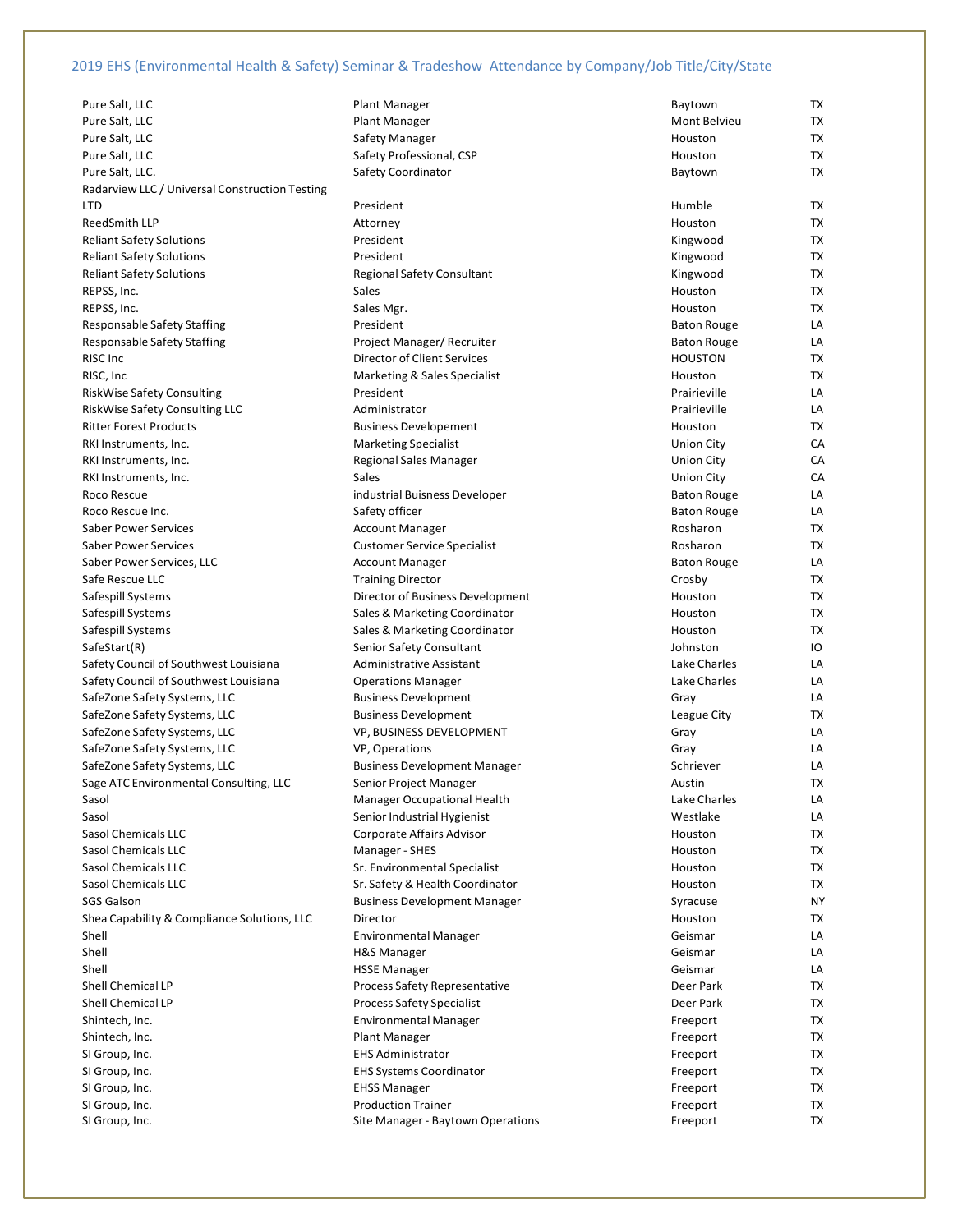## 2019 EHS (Environmental Health & Safety) Seminar & Tradeshow Attendance by Company/Job Title/City/State

| | | | |
|---|---|---|---|
| Pure Salt, LLC | Plant Manager | Baytown | TX |
| Pure Salt, LLC | Plant Manager | Mont Belvieu | TX |
| Pure Salt, LLC | Safety Manager | Houston | TX |
| Pure Salt, LLC | Safety Professional, CSP | Houston | TX |
| Pure Salt, LLC. | Safety Coordinator | Baytown | TX |
| Radarview LLC / Universal Construction Testing LTD | President | Humble | TX |
| ReedSmith LLP | Attorney | Houston | TX |
| Reliant Safety Solutions | President | Kingwood | TX |
| Reliant Safety Solutions | President | Kingwood | TX |
| Reliant Safety Solutions | Regional Safety Consultant | Kingwood | TX |
| REPSS, Inc. | Sales | Houston | TX |
| REPSS, Inc. | Sales Mgr. | Houston | TX |
| Responsable Safety Staffing | President | Baton Rouge | LA |
| Responsable Safety Staffing | Project Manager/ Recruiter | Baton Rouge | LA |
| RISC Inc | Director of Client Services | HOUSTON | TX |
| RISC, Inc | Marketing & Sales Specialist | Houston | TX |
| RiskWise Safety Consulting | President | Prairieville | LA |
| RiskWise Safety Consulting LLC | Administrator | Prairieville | LA |
| Ritter Forest Products | Business Developement | Houston | TX |
| RKI Instruments, Inc. | Marketing Specialist | Union City | CA |
| RKI Instruments, Inc. | Regional Sales Manager | Union City | CA |
| RKI Instruments, Inc. | Sales | Union City | CA |
| Roco Rescue | industrial Buisness Developer | Baton Rouge | LA |
| Roco Rescue Inc. | Safety officer | Baton Rouge | LA |
| Saber Power Services | Account Manager | Rosharon | TX |
| Saber Power Services | Customer Service Specialist | Rosharon | TX |
| Saber Power Services, LLC | Account Manager | Baton Rouge | LA |
| Safe Rescue LLC | Training Director | Crosby | TX |
| Safespill Systems | Director of Business Development | Houston | TX |
| Safespill Systems | Sales & Marketing Coordinator | Houston | TX |
| Safespill Systems | Sales & Marketing Coordinator | Houston | TX |
| SafeStart(R) | Senior Safety Consultant | Johnston | IO |
| Safety Council of Southwest Louisiana | Administrative Assistant | Lake Charles | LA |
| Safety Council of Southwest Louisiana | Operations Manager | Lake Charles | LA |
| SafeZone Safety Systems, LLC | Business Development | Gray | LA |
| SafeZone Safety Systems, LLC | Business Development | League City | TX |
| SafeZone Safety Systems, LLC | VP, BUSINESS DEVELOPMENT | Gray | LA |
| SafeZone Safety Systems, LLC | VP, Operations | Gray | LA |
| SafeZone Safety Systems, LLC | Business Development Manager | Schriever | LA |
| Sage ATC Environmental Consulting, LLC | Senior Project Manager | Austin | TX |
| Sasol | Manager Occupational Health | Lake Charles | LA |
| Sasol | Senior Industrial Hygienist | Westlake | LA |
| Sasol Chemicals LLC | Corporate Affairs Advisor | Houston | TX |
| Sasol Chemicals LLC | Manager - SHES | Houston | TX |
| Sasol Chemicals LLC | Sr. Environmental Specialist | Houston | TX |
| Sasol Chemicals LLC | Sr. Safety & Health Coordinator | Houston | TX |
| SGS Galson | Business Development Manager | Syracuse | NY |
| Shea Capability & Compliance Solutions, LLC | Director | Houston | TX |
| Shell | Environmental Manager | Geismar | LA |
| Shell | H&S Manager | Geismar | LA |
| Shell | HSSE Manager | Geismar | LA |
| Shell Chemical LP | Process Safety Representative | Deer Park | TX |
| Shell Chemical LP | Process Safety Specialist | Deer Park | TX |
| Shintech, Inc. | Environmental Manager | Freeport | TX |
| Shintech, Inc. | Plant Manager | Freeport | TX |
| SI Group, Inc. | EHS Administrator | Freeport | TX |
| SI Group, Inc. | EHS Systems Coordinator | Freeport | TX |
| SI Group, Inc. | EHSS Manager | Freeport | TX |
| SI Group, Inc. | Production Trainer | Freeport | TX |
| SI Group, Inc. | Site Manager - Baytown Operations | Freeport | TX |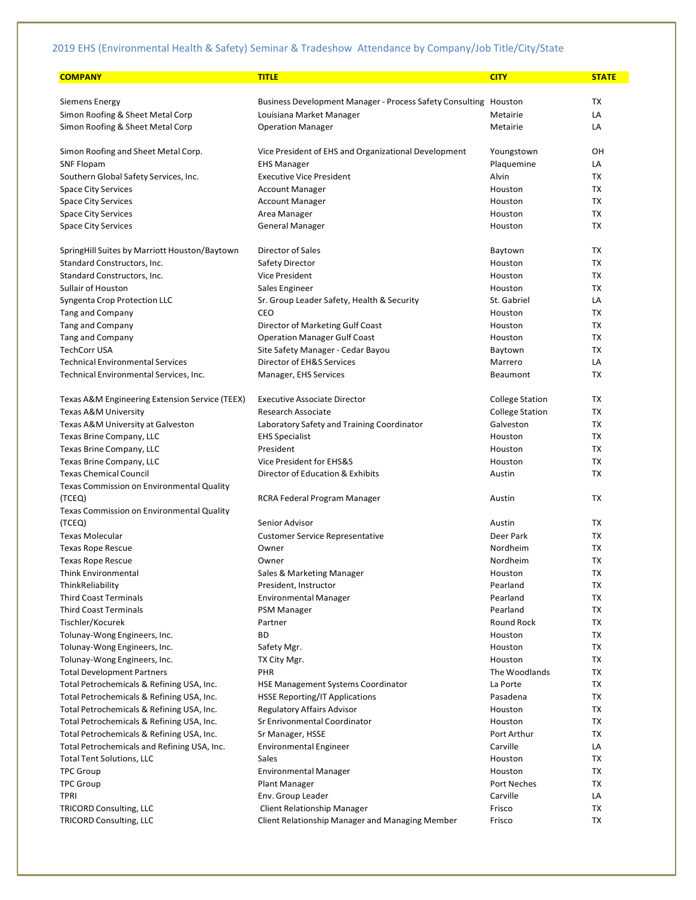2019 EHS (Environmental Health & Safety) Seminar & Tradeshow Attendance by Company/Job Title/City/State

| COMPANY | TITLE | CITY | STATE |
| --- | --- | --- | --- |
| Siemens Energy | Business Development Manager - Process Safety Consulting | Houston | TX |
| Simon Roofing & Sheet Metal Corp | Louisiana Market Manager | Metairie | LA |
| Simon Roofing & Sheet Metal Corp | Operation Manager | Metairie | LA |
| Simon Roofing and Sheet Metal Corp. | Vice President of EHS and Organizational Development | Youngstown | OH |
| SNF Flopam | EHS Manager | Plaquemine | LA |
| Southern Global Safety Services, Inc. | Executive Vice President | Alvin | TX |
| Space City Services | Account Manager | Houston | TX |
| Space City Services | Account Manager | Houston | TX |
| Space City Services | Area Manager | Houston | TX |
| Space City Services | General Manager | Houston | TX |
| SpringHill Suites by Marriott Houston/Baytown | Director of Sales | Baytown | TX |
| Standard Constructors, Inc. | Safety Director | Houston | TX |
| Standard Constructors, Inc. | Vice President | Houston | TX |
| Sullair of Houston | Sales Engineer | Houston | TX |
| Syngenta Crop Protection LLC | Sr. Group Leader Safety, Health & Security | St. Gabriel | LA |
| Tang and Company | CEO | Houston | TX |
| Tang and Company | Director of Marketing Gulf Coast | Houston | TX |
| Tang and Company | Operation Manager Gulf Coast | Houston | TX |
| TechCorr USA | Site Safety Manager - Cedar Bayou | Baytown | TX |
| Technical Environmental Services | Director of EH&S Services | Marrero | LA |
| Technical Environmental Services, Inc. | Manager, EHS Services | Beaumont | TX |
| Texas A&M Engineering Extension Service (TEEX) | Executive Associate Director | College Station | TX |
| Texas A&M University | Research Associate | College Station | TX |
| Texas A&M University at Galveston | Laboratory Safety and Training Coordinator | Galveston | TX |
| Texas Brine Company, LLC | EHS Specialist | Houston | TX |
| Texas Brine Company, LLC | President | Houston | TX |
| Texas Brine Company, LLC | Vice President for EHS&S | Houston | TX |
| Texas Chemical Council | Director of Education & Exhibits | Austin | TX |
| Texas Commission on Environmental Quality (TCEQ) | RCRA Federal Program Manager | Austin | TX |
| Texas Commission on Environmental Quality (TCEQ) | Senior Advisor | Austin | TX |
| Texas Molecular | Customer Service Representative | Deer Park | TX |
| Texas Rope Rescue | Owner | Nordheim | TX |
| Texas Rope Rescue | Owner | Nordheim | TX |
| Think Environmental | Sales & Marketing Manager | Houston | TX |
| ThinkReliability | President, Instructor | Pearland | TX |
| Third Coast Terminals | Environmental Manager | Pearland | TX |
| Third Coast Terminals | PSM Manager | Pearland | TX |
| Tischler/Kocurek | Partner | Round Rock | TX |
| Tolunay-Wong Engineers, Inc. | BD | Houston | TX |
| Tolunay-Wong Engineers, Inc. | Safety Mgr. | Houston | TX |
| Tolunay-Wong Engineers, Inc. | TX City Mgr. | Houston | TX |
| Total Development Partners | PHR | The Woodlands | TX |
| Total Petrochemicals & Refining USA, Inc. | HSE Management Systems Coordinator | La Porte | TX |
| Total Petrochemicals & Refining USA, Inc. | HSSE Reporting/IT Applications | Pasadena | TX |
| Total Petrochemicals & Refining USA, Inc. | Regulatory Affairs Advisor | Houston | TX |
| Total Petrochemicals & Refining USA, Inc. | Sr Enirovnmental Coordinator | Houston | TX |
| Total Petrochemicals & Refining USA, Inc. | Sr Manager, HSSE | Port Arthur | TX |
| Total Petrochemicals and Refining USA, Inc. | Environmental Engineer | Carville | LA |
| Total Tent Solutions, LLC | Sales | Houston | TX |
| TPC Group | Environmental Manager | Houston | TX |
| TPC Group | Plant Manager | Port Neches | TX |
| TPRI | Env. Group Leader | Carville | LA |
| TRICORD Consulting, LLC | Client Relationship Manager | Frisco | TX |
| TRICORD Consulting, LLC | Client Relationship Manager and Managing Member | Frisco | TX |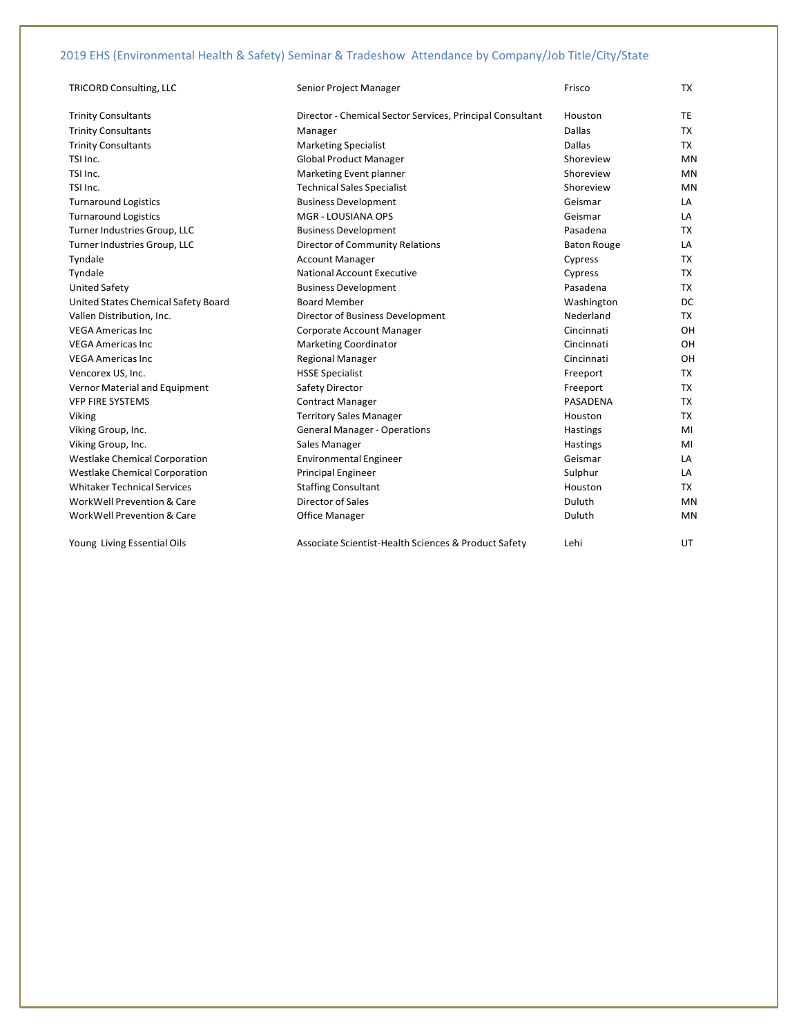## 2019 EHS (Environmental Health & Safety) Seminar & Tradeshow Attendance by Company/Job Title/City/State

| | | | |
|---|---|---|---|
| TRICORD Consulting, LLC | Senior Project Manager | Frisco | TX |
| Trinity Consultants | Director - Chemical Sector Services, Principal Consultant | Houston | TE |
| Trinity Consultants | Manager | Dallas | TX |
| Trinity Consultants | Marketing Specialist | Dallas | TX |
| TSI Inc. | Global Product Manager | Shoreview | MN |
| TSI Inc. | Marketing Event planner | Shoreview | MN |
| TSI Inc. | Technical Sales Specialist | Shoreview | MN |
| Turnaround Logistics | Business Development | Geismar | LA |
| Turnaround Logistics | MGR - LOUSIANA OPS | Geismar | LA |
| Turner Industries Group, LLC | Business Development | Pasadena | TX |
| Turner Industries Group, LLC | Director of Community Relations | Baton Rouge | LA |
| Tyndale | Account Manager | Cypress | TX |
| Tyndale | National Account Executive | Cypress | TX |
| United Safety | Business Development | Pasadena | TX |
| United States Chemical Safety Board | Board Member | Washington | DC |
| Vallen Distribution, Inc. | Director of Business Development | Nederland | TX |
| VEGA Americas Inc | Corporate Account Manager | Cincinnati | OH |
| VEGA Americas Inc | Marketing Coordinator | Cincinnati | OH |
| VEGA Americas Inc | Regional Manager | Cincinnati | OH |
| Vencorex US, Inc. | HSSE Specialist | Freeport | TX |
| Vernor Material and Equipment | Safety Director | Freeport | TX |
| VFP FIRE SYSTEMS | Contract Manager | PASADENA | TX |
| Viking | Territory Sales Manager | Houston | TX |
| Viking Group, Inc. | General Manager - Operations | Hastings | MI |
| Viking Group, Inc. | Sales Manager | Hastings | MI |
| Westlake Chemical Corporation | Environmental Engineer | Geismar | LA |
| Westlake Chemical Corporation | Principal Engineer | Sulphur | LA |
| Whitaker Technical Services | Staffing Consultant | Houston | TX |
| WorkWell Prevention & Care | Director of Sales | Duluth | MN |
| WorkWell Prevention & Care | Office Manager | Duluth | MN |
| Young Living Essential Oils | Associate Scientist-Health Sciences & Product Safety | Lehi | UT |